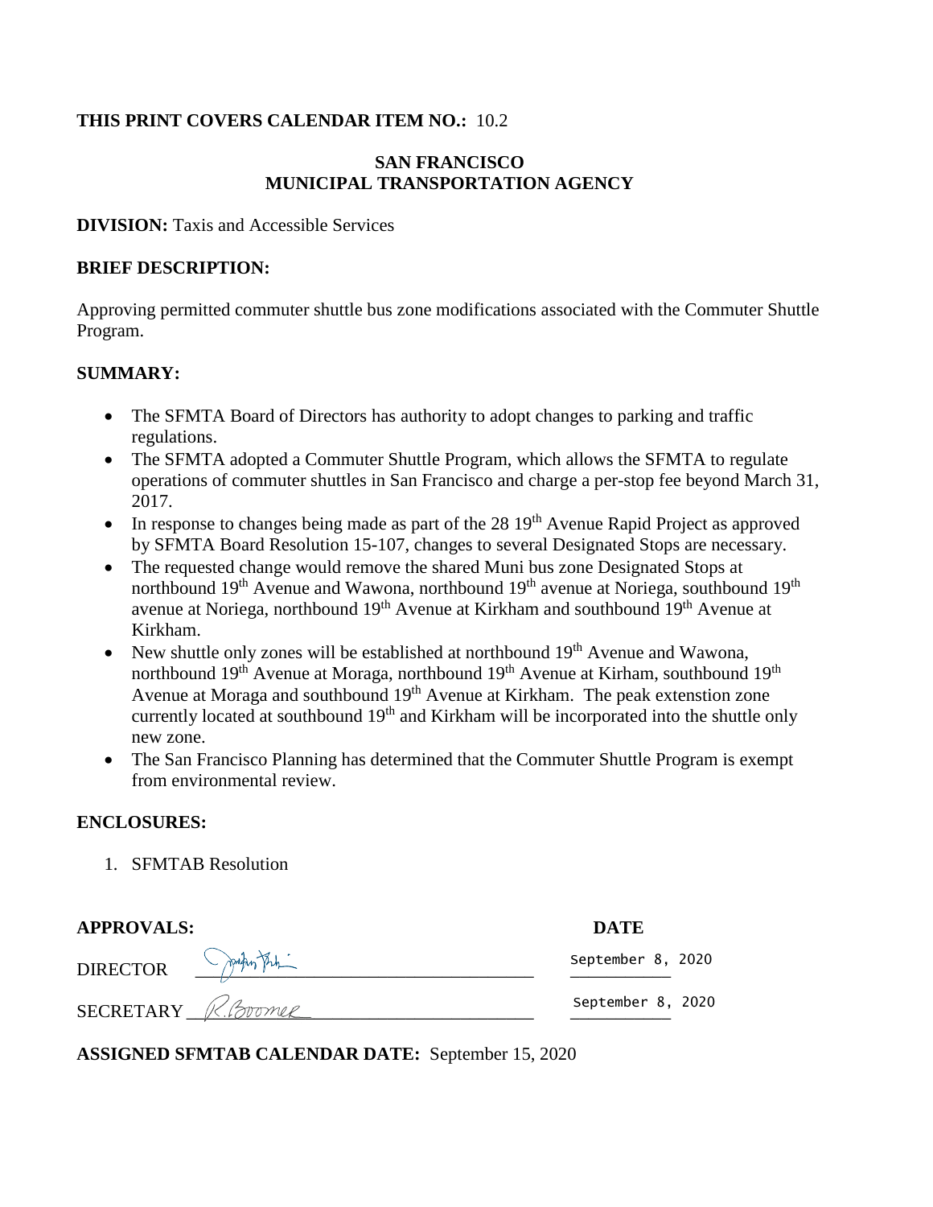**THIS PRINT COVERS CALENDAR ITEM NO.:** 10.2

**SAN FRANCISCO**
**MUNICIPAL TRANSPORTATION AGENCY**

**DIVISION:** Taxis and Accessible Services

**BRIEF DESCRIPTION:**

Approving permitted commuter shuttle bus zone modifications associated with the Commuter Shuttle Program.

**SUMMARY:**

- The SFMTA Board of Directors has authority to adopt changes to parking and traffic regulations.
- The SFMTA adopted a Commuter Shuttle Program, which allows the SFMTA to regulate operations of commuter shuttles in San Francisco and charge a per-stop fee beyond March 31, 2017.
- In response to changes being made as part of the 28 19th Avenue Rapid Project as approved by SFMTA Board Resolution 15-107, changes to several Designated Stops are necessary.
- The requested change would remove the shared Muni bus zone Designated Stops at northbound 19th Avenue and Wawona, northbound 19th avenue at Noriega, southbound 19th avenue at Noriega, northbound 19th Avenue at Kirkham and southbound 19th Avenue at Kirkham.
- New shuttle only zones will be established at northbound 19th Avenue and Wawona, northbound 19th Avenue at Moraga, northbound 19th Avenue at Kirham, southbound 19th Avenue at Moraga and southbound 19th Avenue at Kirkham. The peak extenstion zone currently located at southbound 19th and Kirkham will be incorporated into the shuttle only new zone.
- The San Francisco Planning has determined that the Commuter Shuttle Program is exempt from environmental review.

**ENCLOSURES:**

1. SFMTAB Resolution

| **APPROVALS:** | | **DATE** |
|---|---|---|
| DIRECTOR | (signature) | September 8, 2020 |
| SECRETARY | R.Boomer | September 8, 2020 |

**ASSIGNED SFMTAB CALENDAR DATE:** September 15, 2020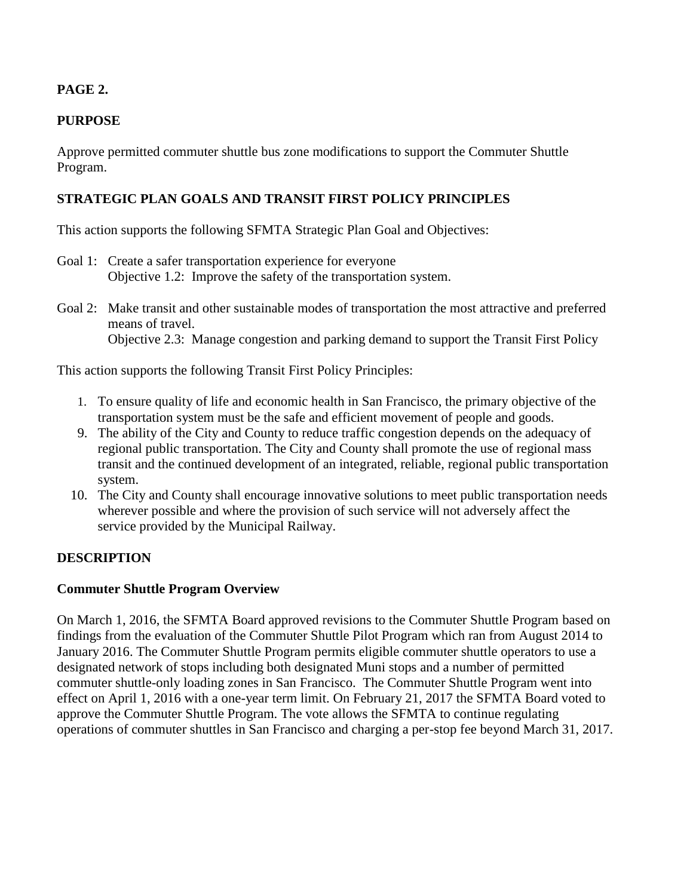**PAGE 2.**

## PURPOSE

Approve permitted commuter shuttle bus zone modifications to support the Commuter Shuttle Program.

## STRATEGIC PLAN GOALS AND TRANSIT FIRST POLICY PRINCIPLES

This action supports the following SFMTA Strategic Plan Goal and Objectives:

Goal 1: Create a safer transportation experience for everyone
Objective 1.2: Improve the safety of the transportation system.

Goal 2: Make transit and other sustainable modes of transportation the most attractive and preferred means of travel.
Objective 2.3: Manage congestion and parking demand to support the Transit First Policy

This action supports the following Transit First Policy Principles:

1. To ensure quality of life and economic health in San Francisco, the primary objective of the transportation system must be the safe and efficient movement of people and goods.
9. The ability of the City and County to reduce traffic congestion depends on the adequacy of regional public transportation. The City and County shall promote the use of regional mass transit and the continued development of an integrated, reliable, regional public transportation system.
10. The City and County shall encourage innovative solutions to meet public transportation needs wherever possible and where the provision of such service will not adversely affect the service provided by the Municipal Railway.

## DESCRIPTION

### Commuter Shuttle Program Overview

On March 1, 2016, the SFMTA Board approved revisions to the Commuter Shuttle Program based on findings from the evaluation of the Commuter Shuttle Pilot Program which ran from August 2014 to January 2016. The Commuter Shuttle Program permits eligible commuter shuttle operators to use a designated network of stops including both designated Muni stops and a number of permitted commuter shuttle-only loading zones in San Francisco. The Commuter Shuttle Program went into effect on April 1, 2016 with a one-year term limit. On February 21, 2017 the SFMTA Board voted to approve the Commuter Shuttle Program. The vote allows the SFMTA to continue regulating operations of commuter shuttles in San Francisco and charging a per-stop fee beyond March 31, 2017.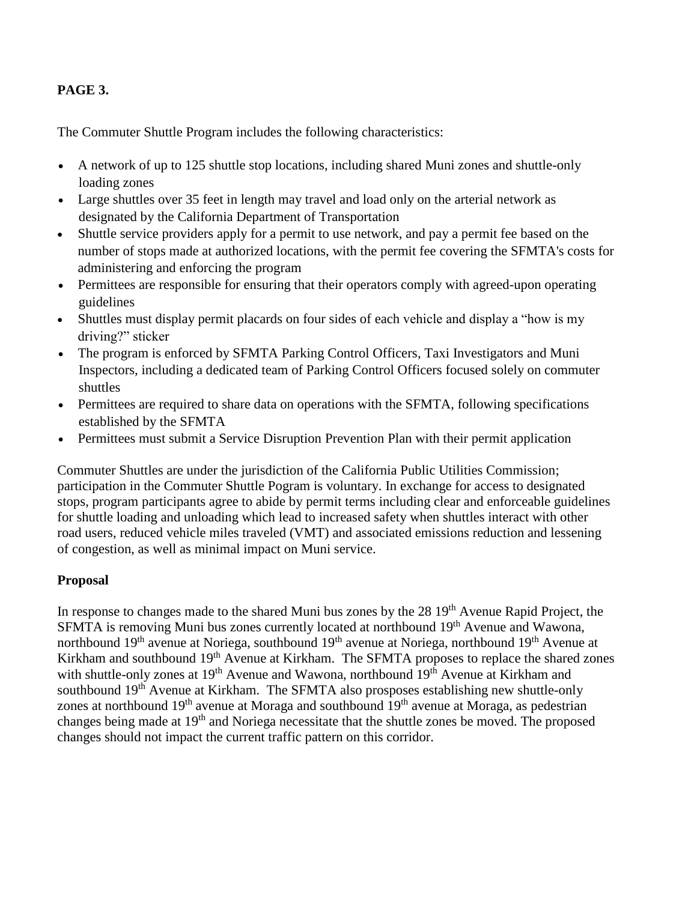**PAGE 3.**

The Commuter Shuttle Program includes the following characteristics:

- A network of up to 125 shuttle stop locations, including shared Muni zones and shuttle-only loading zones
- Large shuttles over 35 feet in length may travel and load only on the arterial network as designated by the California Department of Transportation
- Shuttle service providers apply for a permit to use network, and pay a permit fee based on the number of stops made at authorized locations, with the permit fee covering the SFMTA's costs for administering and enforcing the program
- Permittees are responsible for ensuring that their operators comply with agreed-upon operating guidelines
- Shuttles must display permit placards on four sides of each vehicle and display a "how is my driving?" sticker
- The program is enforced by SFMTA Parking Control Officers, Taxi Investigators and Muni Inspectors, including a dedicated team of Parking Control Officers focused solely on commuter shuttles
- Permittees are required to share data on operations with the SFMTA, following specifications established by the SFMTA
- Permittees must submit a Service Disruption Prevention Plan with their permit application

Commuter Shuttles are under the jurisdiction of the California Public Utilities Commission; participation in the Commuter Shuttle Pogram is voluntary. In exchange for access to designated stops, program participants agree to abide by permit terms including clear and enforceable guidelines for shuttle loading and unloading which lead to increased safety when shuttles interact with other road users, reduced vehicle miles traveled (VMT) and associated emissions reduction and lessening of congestion, as well as minimal impact on Muni service.

**Proposal**

In response to changes made to the shared Muni bus zones by the 28 19th Avenue Rapid Project, the SFMTA is removing Muni bus zones currently located at northbound 19th Avenue and Wawona, northbound 19th avenue at Noriega, southbound 19th avenue at Noriega, northbound 19th Avenue at Kirkham and southbound 19th Avenue at Kirkham. The SFMTA proposes to replace the shared zones with shuttle-only zones at 19th Avenue and Wawona, northbound 19th Avenue at Kirkham and southbound 19th Avenue at Kirkham. The SFMTA also prosposes establishing new shuttle-only zones at northbound 19th avenue at Moraga and southbound 19th avenue at Moraga, as pedestrian changes being made at 19th and Noriega necessitate that the shuttle zones be moved. The proposed changes should not impact the current traffic pattern on this corridor.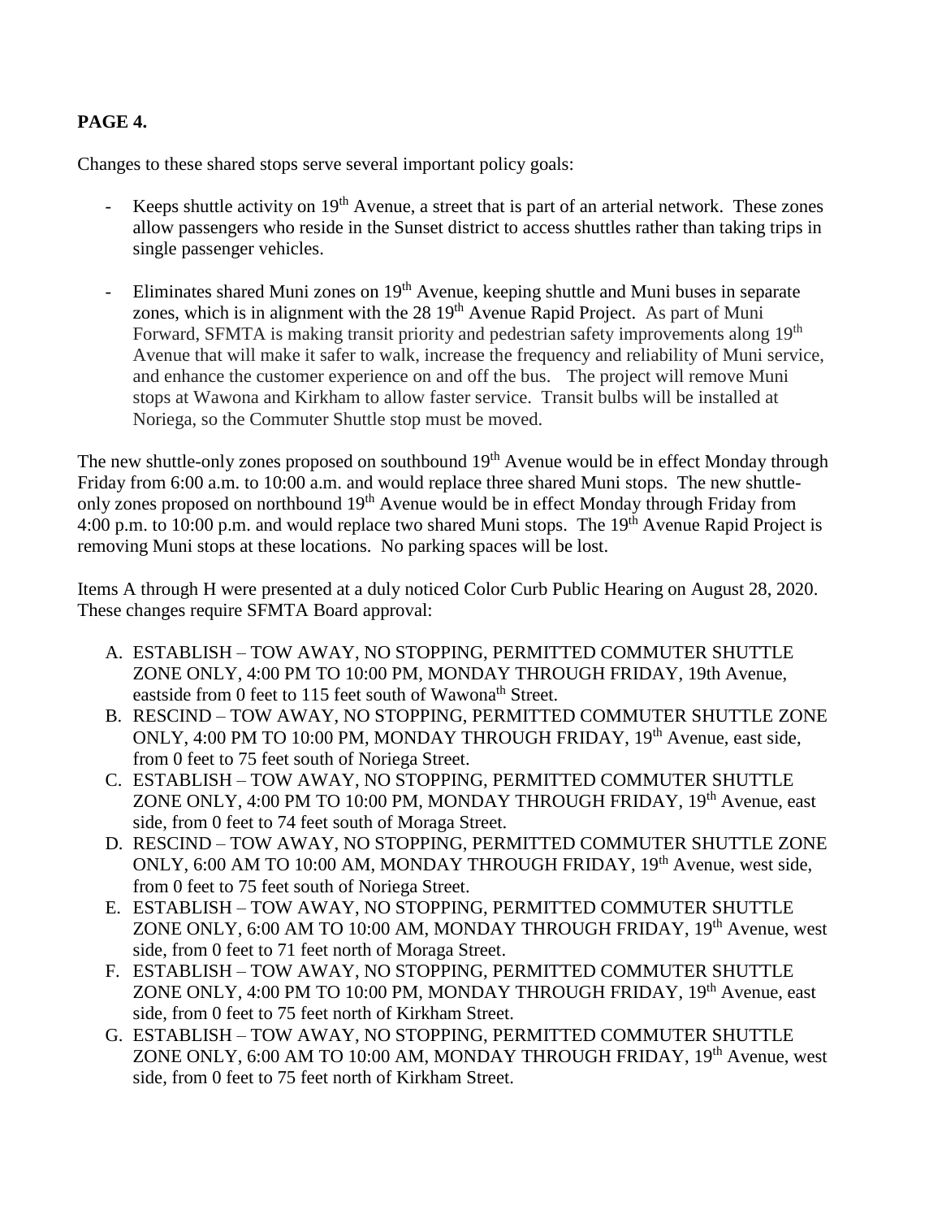**PAGE 4.**

Changes to these shared stops serve several important policy goals:

- Keeps shuttle activity on 19th Avenue, a street that is part of an arterial network. These zones allow passengers who reside in the Sunset district to access shuttles rather than taking trips in single passenger vehicles.

- Eliminates shared Muni zones on 19th Avenue, keeping shuttle and Muni buses in separate zones, which is in alignment with the 28 19th Avenue Rapid Project. As part of Muni Forward, SFMTA is making transit priority and pedestrian safety improvements along 19th Avenue that will make it safer to walk, increase the frequency and reliability of Muni service, and enhance the customer experience on and off the bus. The project will remove Muni stops at Wawona and Kirkham to allow faster service. Transit bulbs will be installed at Noriega, so the Commuter Shuttle stop must be moved.

The new shuttle-only zones proposed on southbound 19th Avenue would be in effect Monday through Friday from 6:00 a.m. to 10:00 a.m. and would replace three shared Muni stops. The new shuttle-only zones proposed on northbound 19th Avenue would be in effect Monday through Friday from 4:00 p.m. to 10:00 p.m. and would replace two shared Muni stops. The 19th Avenue Rapid Project is removing Muni stops at these locations. No parking spaces will be lost.

Items A through H were presented at a duly noticed Color Curb Public Hearing on August 28, 2020. These changes require SFMTA Board approval:

A. ESTABLISH – TOW AWAY, NO STOPPING, PERMITTED COMMUTER SHUTTLE ZONE ONLY, 4:00 PM TO 10:00 PM, MONDAY THROUGH FRIDAY, 19th Avenue, eastside from 0 feet to 115 feet south of Wawonath Street.
B. RESCIND – TOW AWAY, NO STOPPING, PERMITTED COMMUTER SHUTTLE ZONE ONLY, 4:00 PM TO 10:00 PM, MONDAY THROUGH FRIDAY, 19th Avenue, east side, from 0 feet to 75 feet south of Noriega Street.
C. ESTABLISH – TOW AWAY, NO STOPPING, PERMITTED COMMUTER SHUTTLE ZONE ONLY, 4:00 PM TO 10:00 PM, MONDAY THROUGH FRIDAY, 19th Avenue, east side, from 0 feet to 74 feet south of Moraga Street.
D. RESCIND – TOW AWAY, NO STOPPING, PERMITTED COMMUTER SHUTTLE ZONE ONLY, 6:00 AM TO 10:00 AM, MONDAY THROUGH FRIDAY, 19th Avenue, west side, from 0 feet to 75 feet south of Noriega Street.
E. ESTABLISH – TOW AWAY, NO STOPPING, PERMITTED COMMUTER SHUTTLE ZONE ONLY, 6:00 AM TO 10:00 AM, MONDAY THROUGH FRIDAY, 19th Avenue, west side, from 0 feet to 71 feet north of Moraga Street.
F. ESTABLISH – TOW AWAY, NO STOPPING, PERMITTED COMMUTER SHUTTLE ZONE ONLY, 4:00 PM TO 10:00 PM, MONDAY THROUGH FRIDAY, 19th Avenue, east side, from 0 feet to 75 feet north of Kirkham Street.
G. ESTABLISH – TOW AWAY, NO STOPPING, PERMITTED COMMUTER SHUTTLE ZONE ONLY, 6:00 AM TO 10:00 AM, MONDAY THROUGH FRIDAY, 19th Avenue, west side, from 0 feet to 75 feet north of Kirkham Street.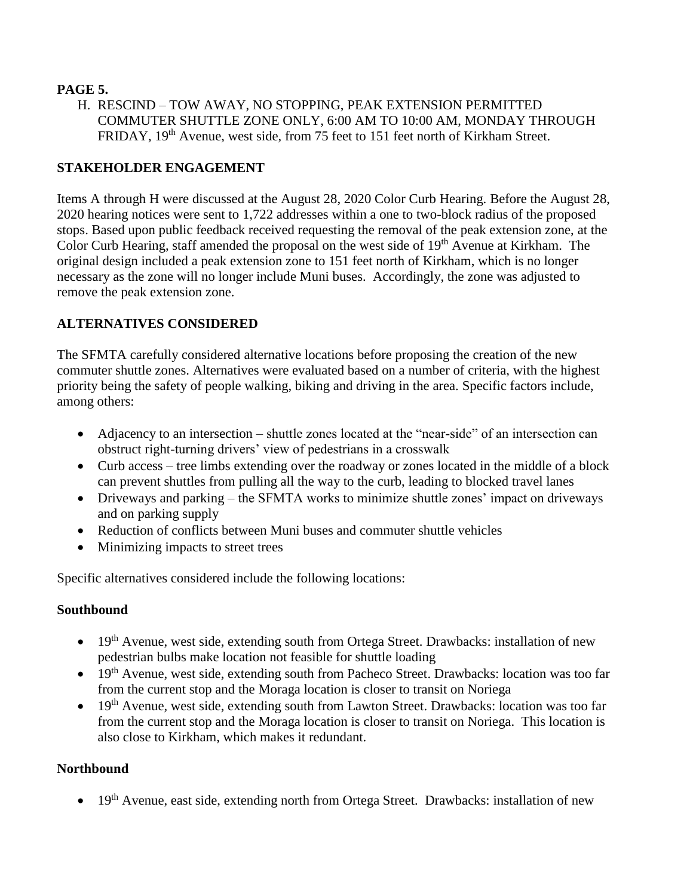**PAGE 5.**

H. RESCIND – TOW AWAY, NO STOPPING, PEAK EXTENSION PERMITTED COMMUTER SHUTTLE ZONE ONLY, 6:00 AM TO 10:00 AM, MONDAY THROUGH FRIDAY, 19th Avenue, west side, from 75 feet to 151 feet north of Kirkham Street.

**STAKEHOLDER ENGAGEMENT**

Items A through H were discussed at the August 28, 2020 Color Curb Hearing. Before the August 28, 2020 hearing notices were sent to 1,722 addresses within a one to two-block radius of the proposed stops. Based upon public feedback received requesting the removal of the peak extension zone, at the Color Curb Hearing, staff amended the proposal on the west side of 19th Avenue at Kirkham. The original design included a peak extension zone to 151 feet north of Kirkham, which is no longer necessary as the zone will no longer include Muni buses. Accordingly, the zone was adjusted to remove the peak extension zone.

**ALTERNATIVES CONSIDERED**

The SFMTA carefully considered alternative locations before proposing the creation of the new commuter shuttle zones. Alternatives were evaluated based on a number of criteria, with the highest priority being the safety of people walking, biking and driving in the area. Specific factors include, among others:

- Adjacency to an intersection – shuttle zones located at the "near-side" of an intersection can obstruct right-turning drivers' view of pedestrians in a crosswalk
- Curb access – tree limbs extending over the roadway or zones located in the middle of a block can prevent shuttles from pulling all the way to the curb, leading to blocked travel lanes
- Driveways and parking – the SFMTA works to minimize shuttle zones' impact on driveways and on parking supply
- Reduction of conflicts between Muni buses and commuter shuttle vehicles
- Minimizing impacts to street trees

Specific alternatives considered include the following locations:

**Southbound**

- 19th Avenue, west side, extending south from Ortega Street. Drawbacks: installation of new pedestrian bulbs make location not feasible for shuttle loading
- 19th Avenue, west side, extending south from Pacheco Street. Drawbacks: location was too far from the current stop and the Moraga location is closer to transit on Noriega
- 19th Avenue, west side, extending south from Lawton Street. Drawbacks: location was too far from the current stop and the Moraga location is closer to transit on Noriega. This location is also close to Kirkham, which makes it redundant.

**Northbound**

- 19th Avenue, east side, extending north from Ortega Street. Drawbacks: installation of new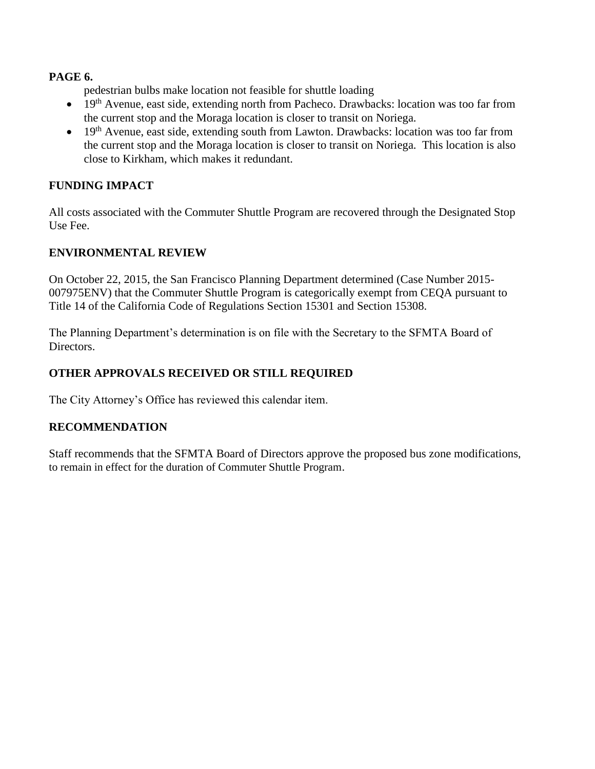**PAGE 6.**

pedestrian bulbs make location not feasible for shuttle loading

- 19th Avenue, east side, extending north from Pacheco. Drawbacks: location was too far from the current stop and the Moraga location is closer to transit on Noriega.
- 19th Avenue, east side, extending south from Lawton. Drawbacks: location was too far from the current stop and the Moraga location is closer to transit on Noriega. This location is also close to Kirkham, which makes it redundant.

## FUNDING IMPACT

All costs associated with the Commuter Shuttle Program are recovered through the Designated Stop Use Fee.

## ENVIRONMENTAL REVIEW

On October 22, 2015, the San Francisco Planning Department determined (Case Number 2015-007975ENV) that the Commuter Shuttle Program is categorically exempt from CEQA pursuant to Title 14 of the California Code of Regulations Section 15301 and Section 15308.

The Planning Department's determination is on file with the Secretary to the SFMTA Board of Directors.

## OTHER APPROVALS RECEIVED OR STILL REQUIRED

The City Attorney's Office has reviewed this calendar item.

## RECOMMENDATION

Staff recommends that the SFMTA Board of Directors approve the proposed bus zone modifications, to remain in effect for the duration of Commuter Shuttle Program.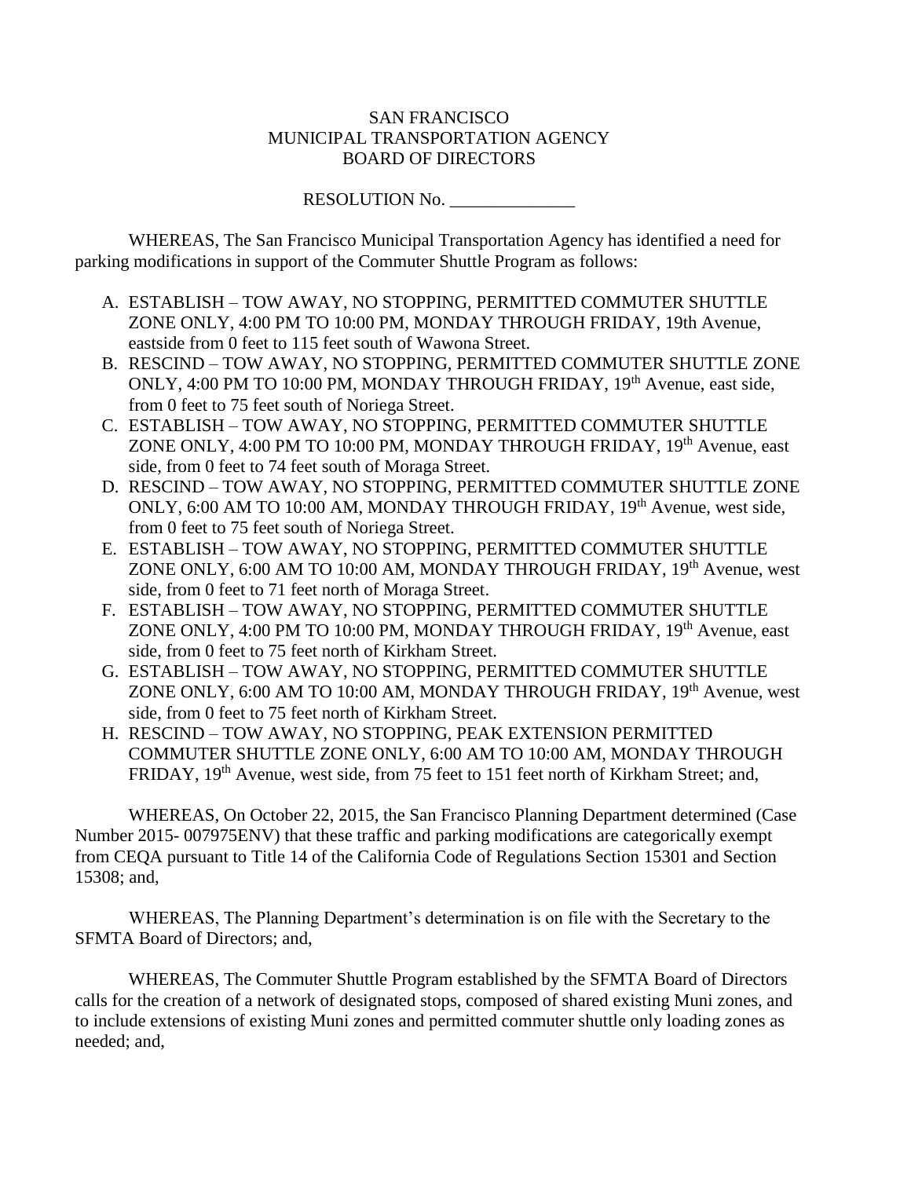SAN FRANCISCO
MUNICIPAL TRANSPORTATION AGENCY
BOARD OF DIRECTORS

RESOLUTION No. ______________

WHEREAS, The San Francisco Municipal Transportation Agency has identified a need for parking modifications in support of the Commuter Shuttle Program as follows:

A. ESTABLISH – TOW AWAY, NO STOPPING, PERMITTED COMMUTER SHUTTLE ZONE ONLY, 4:00 PM TO 10:00 PM, MONDAY THROUGH FRIDAY, 19th Avenue, eastside from 0 feet to 115 feet south of Wawona Street.
B. RESCIND – TOW AWAY, NO STOPPING, PERMITTED COMMUTER SHUTTLE ZONE ONLY, 4:00 PM TO 10:00 PM, MONDAY THROUGH FRIDAY, 19th Avenue, east side, from 0 feet to 75 feet south of Noriega Street.
C. ESTABLISH – TOW AWAY, NO STOPPING, PERMITTED COMMUTER SHUTTLE ZONE ONLY, 4:00 PM TO 10:00 PM, MONDAY THROUGH FRIDAY, 19th Avenue, east side, from 0 feet to 74 feet south of Moraga Street.
D. RESCIND – TOW AWAY, NO STOPPING, PERMITTED COMMUTER SHUTTLE ZONE ONLY, 6:00 AM TO 10:00 AM, MONDAY THROUGH FRIDAY, 19th Avenue, west side, from 0 feet to 75 feet south of Noriega Street.
E. ESTABLISH – TOW AWAY, NO STOPPING, PERMITTED COMMUTER SHUTTLE ZONE ONLY, 6:00 AM TO 10:00 AM, MONDAY THROUGH FRIDAY, 19th Avenue, west side, from 0 feet to 71 feet north of Moraga Street.
F. ESTABLISH – TOW AWAY, NO STOPPING, PERMITTED COMMUTER SHUTTLE ZONE ONLY, 4:00 PM TO 10:00 PM, MONDAY THROUGH FRIDAY, 19th Avenue, east side, from 0 feet to 75 feet north of Kirkham Street.
G. ESTABLISH – TOW AWAY, NO STOPPING, PERMITTED COMMUTER SHUTTLE ZONE ONLY, 6:00 AM TO 10:00 AM, MONDAY THROUGH FRIDAY, 19th Avenue, west side, from 0 feet to 75 feet north of Kirkham Street.
H. RESCIND – TOW AWAY, NO STOPPING, PEAK EXTENSION PERMITTED COMMUTER SHUTTLE ZONE ONLY, 6:00 AM TO 10:00 AM, MONDAY THROUGH FRIDAY, 19th Avenue, west side, from 75 feet to 151 feet north of Kirkham Street; and,

WHEREAS, On October 22, 2015, the San Francisco Planning Department determined (Case Number 2015- 007975ENV) that these traffic and parking modifications are categorically exempt from CEQA pursuant to Title 14 of the California Code of Regulations Section 15301 and Section 15308; and,

WHEREAS, The Planning Department's determination is on file with the Secretary to the SFMTA Board of Directors; and,

WHEREAS, The Commuter Shuttle Program established by the SFMTA Board of Directors calls for the creation of a network of designated stops, composed of shared existing Muni zones, and to include extensions of existing Muni zones and permitted commuter shuttle only loading zones as needed; and,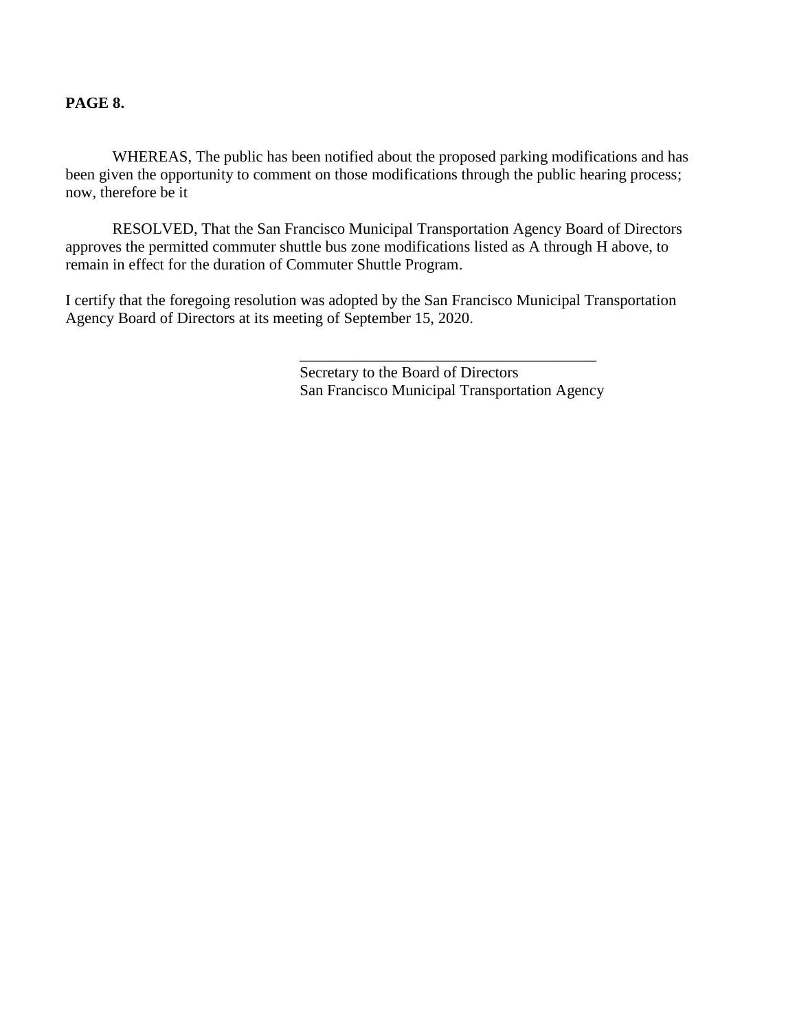**PAGE 8.**

WHEREAS, The public has been notified about the proposed parking modifications and has been given the opportunity to comment on those modifications through the public hearing process; now, therefore be it

RESOLVED, That the San Francisco Municipal Transportation Agency Board of Directors approves the permitted commuter shuttle bus zone modifications listed as A through H above, to remain in effect for the duration of Commuter Shuttle Program.

I certify that the foregoing resolution was adopted by the San Francisco Municipal Transportation Agency Board of Directors at its meeting of September 15, 2020.

\_\_\_\_\_\_\_\_\_\_\_\_\_\_\_\_\_\_\_\_\_\_\_\_\_\_\_\_\_\_\_\_\_\_\_\_\_\_\_\_

Secretary to the Board of Directors
San Francisco Municipal Transportation Agency